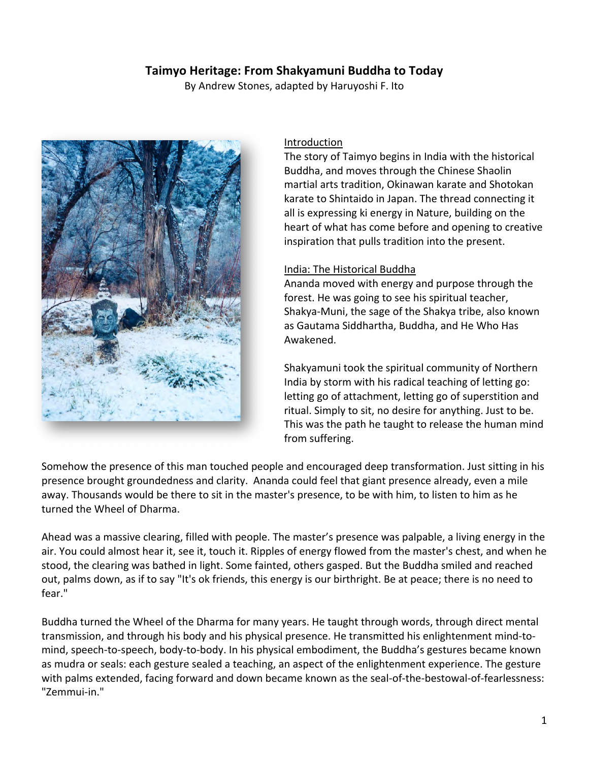# Taimyo Heritage: From Shakyamuni Buddha to Today

By Andrew Stones, adapted by Haruyoshi F. Ito

## Introduction

The story of Taimyo begins in India with the historical Buddha, and moves through the Chinese Shaolin martial arts tradition, Okinawan karate and Shotokan karate to Shintaido in Japan. The thread connecting it all is expressing ki energy in Nature, building on the heart of what has come before and opening to creative inspiration that pulls tradition into the present.

## India: The Historical Buddha

Ananda moved with energy and purpose through the forest. He was going to see his spiritual teacher, Shakya-Muni, the sage of the Shakya tribe, also known as Gautama Siddhartha, Buddha, and He Who Has Awakened.

Shakyamuni took the spiritual community of Northern India by storm with his radical teaching of letting go: letting go of attachment, letting go of superstition and ritual. Simply to sit, no desire for anything. Just to be. This was the path he taught to release the human mind from suffering.

Somehow the presence of this man touched people and encouraged deep transformation. Just sitting in his presence brought groundedness and clarity. Ananda could feel that giant presence already, even a mile away. Thousands would be there to sit in the master's presence, to be with him, to listen to him as he turned the Wheel of Dharma.

Ahead was a massive clearing, filled with people. The master's presence was palpable, a living energy in the air. You could almost hear it, see it, touch it. Ripples of energy flowed from the master's chest, and when he stood, the clearing was bathed in light. Some fainted, others gasped. But the Buddha smiled and reached out, palms down, as if to say "It's ok friends, this energy is our birthright. Be at peace; there is no need to fear."

Buddha turned the Wheel of the Dharma for many years. He taught through words, through direct mental transmission, and through his body and his physical presence. He transmitted his enlightenment mind-to-mind, speech-to-speech, body-to-body. In his physical embodiment, the Buddha's gestures became known as mudra or seals: each gesture sealed a teaching, an aspect of the enlightenment experience. The gesture with palms extended, facing forward and down became known as the seal-of-the-bestowal-of-fearlessness: "Zemmui-in."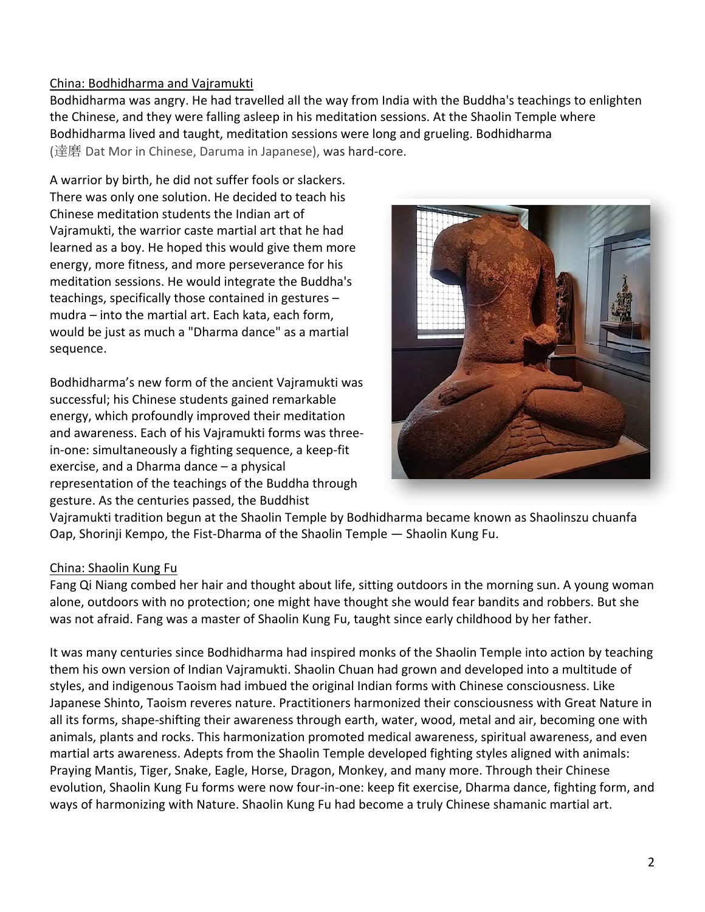## China: Bodhidharma and Vajramukti

Bodhidharma was angry. He had travelled all the way from India with the Buddha's teachings to enlighten the Chinese, and they were falling asleep in his meditation sessions. At the Shaolin Temple where Bodhidharma lived and taught, meditation sessions were long and grueling. Bodhidharma (達磨 Dat Mor in Chinese, Daruma in Japanese), was hard-core.

A warrior by birth, he did not suffer fools or slackers. There was only one solution. He decided to teach his Chinese meditation students the Indian art of Vajramukti, the warrior caste martial art that he had learned as a boy. He hoped this would give them more energy, more fitness, and more perseverance for his meditation sessions. He would integrate the Buddha's teachings, specifically those contained in gestures – mudra – into the martial art. Each kata, each form, would be just as much a "Dharma dance" as a martial sequence.

Bodhidharma's new form of the ancient Vajramukti was successful; his Chinese students gained remarkable energy, which profoundly improved their meditation and awareness. Each of his Vajramukti forms was three-in-one: simultaneously a fighting sequence, a keep-fit exercise, and a Dharma dance – a physical representation of the teachings of the Buddha through gesture. As the centuries passed, the Buddhist Vajramukti tradition begun at the Shaolin Temple by Bodhidharma became known as Shaolinszu chuanfa Oap, Shorinji Kempo, the Fist-Dharma of the Shaolin Temple — Shaolin Kung Fu.

## China: Shaolin Kung Fu

Fang Qi Niang combed her hair and thought about life, sitting outdoors in the morning sun. A young woman alone, outdoors with no protection; one might have thought she would fear bandits and robbers. But she was not afraid. Fang was a master of Shaolin Kung Fu, taught since early childhood by her father.

It was many centuries since Bodhidharma had inspired monks of the Shaolin Temple into action by teaching them his own version of Indian Vajramukti. Shaolin Chuan had grown and developed into a multitude of styles, and indigenous Taoism had imbued the original Indian forms with Chinese consciousness. Like Japanese Shinto, Taoism reveres nature. Practitioners harmonized their consciousness with Great Nature in all its forms, shape-shifting their awareness through earth, water, wood, metal and air, becoming one with animals, plants and rocks. This harmonization promoted medical awareness, spiritual awareness, and even martial arts awareness. Adepts from the Shaolin Temple developed fighting styles aligned with animals: Praying Mantis, Tiger, Snake, Eagle, Horse, Dragon, Monkey, and many more. Through their Chinese evolution, Shaolin Kung Fu forms were now four-in-one: keep fit exercise, Dharma dance, fighting form, and ways of harmonizing with Nature. Shaolin Kung Fu had become a truly Chinese shamanic martial art.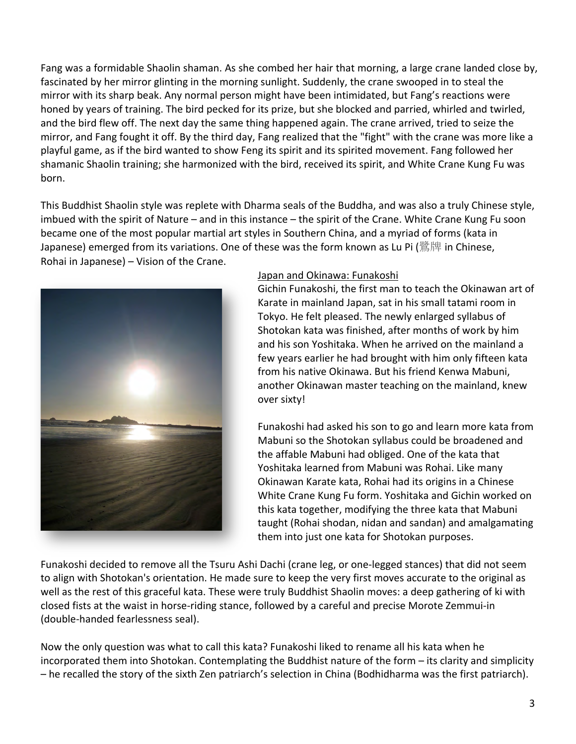Fang was a formidable Shaolin shaman. As she combed her hair that morning, a large crane landed close by, fascinated by her mirror glinting in the morning sunlight. Suddenly, the crane swooped in to steal the mirror with its sharp beak. Any normal person might have been intimidated, but Fang's reactions were honed by years of training. The bird pecked for its prize, but she blocked and parried, whirled and twirled, and the bird flew off. The next day the same thing happened again. The crane arrived, tried to seize the mirror, and Fang fought it off. By the third day, Fang realized that the "fight" with the crane was more like a playful game, as if the bird wanted to show Feng its spirit and its spirited movement. Fang followed her shamanic Shaolin training; she harmonized with the bird, received its spirit, and White Crane Kung Fu was born.

This Buddhist Shaolin style was replete with Dharma seals of the Buddha, and was also a truly Chinese style, imbued with the spirit of Nature – and in this instance – the spirit of the Crane. White Crane Kung Fu soon became one of the most popular martial art styles in Southern China, and a myriad of forms (kata in Japanese) emerged from its variations. One of these was the form known as Lu Pi (鷺牌 in Chinese, Rohai in Japanese) – Vision of the Crane.

Japan and Okinawa: Funakoshi

Gichin Funakoshi, the first man to teach the Okinawan art of Karate in mainland Japan, sat in his small tatami room in Tokyo. He felt pleased. The newly enlarged syllabus of Shotokan kata was finished, after months of work by him and his son Yoshitaka. When he arrived on the mainland a few years earlier he had brought with him only fifteen kata from his native Okinawa. But his friend Kenwa Mabuni, another Okinawan master teaching on the mainland, knew over sixty!

Funakoshi had asked his son to go and learn more kata from Mabuni so the Shotokan syllabus could be broadened and the affable Mabuni had obliged. One of the kata that Yoshitaka learned from Mabuni was Rohai. Like many Okinawan Karate kata, Rohai had its origins in a Chinese White Crane Kung Fu form. Yoshitaka and Gichin worked on this kata together, modifying the three kata that Mabuni taught (Rohai shodan, nidan and sandan) and amalgamating them into just one kata for Shotokan purposes.

Funakoshi decided to remove all the Tsuru Ashi Dachi (crane leg, or one-legged stances) that did not seem to align with Shotokan's orientation. He made sure to keep the very first moves accurate to the original as well as the rest of this graceful kata. These were truly Buddhist Shaolin moves: a deep gathering of ki with closed fists at the waist in horse-riding stance, followed by a careful and precise Morote Zemmui-in (double-handed fearlessness seal).

Now the only question was what to call this kata? Funakoshi liked to rename all his kata when he incorporated them into Shotokan. Contemplating the Buddhist nature of the form – its clarity and simplicity – he recalled the story of the sixth Zen patriarch's selection in China (Bodhidharma was the first patriarch).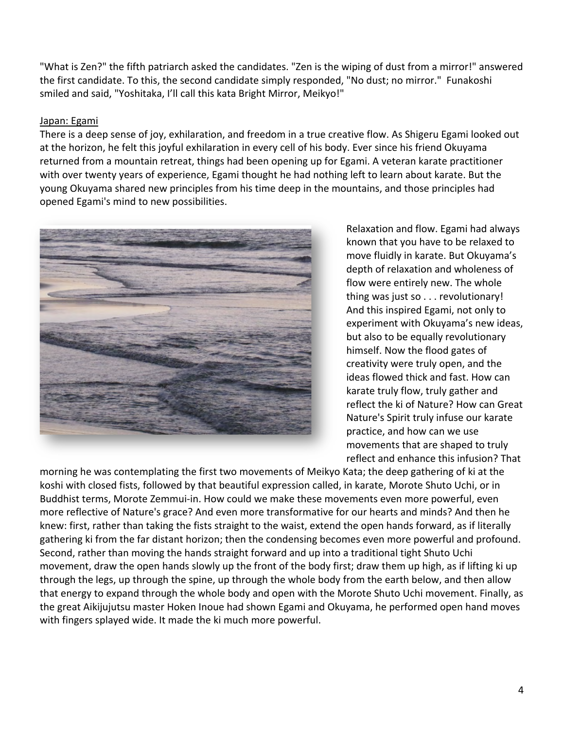"What is Zen?" the fifth patriarch asked the candidates. "Zen is the wiping of dust from a mirror!" answered the first candidate. To this, the second candidate simply responded, "No dust; no mirror." Funakoshi smiled and said, "Yoshitaka, I'll call this kata Bright Mirror, Meikyo!"

Japan: Egami

There is a deep sense of joy, exhilaration, and freedom in a true creative flow. As Shigeru Egami looked out at the horizon, he felt this joyful exhilaration in every cell of his body. Ever since his friend Okuyama returned from a mountain retreat, things had been opening up for Egami. A veteran karate practitioner with over twenty years of experience, Egami thought he had nothing left to learn about karate. But the young Okuyama shared new principles from his time deep in the mountains, and those principles had opened Egami's mind to new possibilities.

Relaxation and flow. Egami had always known that you have to be relaxed to move fluidly in karate. But Okuyama's depth of relaxation and wholeness of flow were entirely new. The whole thing was just so . . . revolutionary! And this inspired Egami, not only to experiment with Okuyama's new ideas, but also to be equally revolutionary himself. Now the flood gates of creativity were truly open, and the ideas flowed thick and fast. How can karate truly flow, truly gather and reflect the ki of Nature? How can Great Nature's Spirit truly infuse our karate practice, and how can we use movements that are shaped to truly reflect and enhance this infusion? That morning he was contemplating the first two movements of Meikyo Kata; the deep gathering of ki at the koshi with closed fists, followed by that beautiful expression called, in karate, Morote Shuto Uchi, or in Buddhist terms, Morote Zemmui-in. How could we make these movements even more powerful, even more reflective of Nature's grace? And even more transformative for our hearts and minds? And then he knew: first, rather than taking the fists straight to the waist, extend the open hands forward, as if literally gathering ki from the far distant horizon; then the condensing becomes even more powerful and profound. Second, rather than moving the hands straight forward and up into a traditional tight Shuto Uchi movement, draw the open hands slowly up the front of the body first; draw them up high, as if lifting ki up through the legs, up through the spine, up through the whole body from the earth below, and then allow that energy to expand through the whole body and open with the Morote Shuto Uchi movement. Finally, as the great Aikijujutsu master Hoken Inoue had shown Egami and Okuyama, he performed open hand moves with fingers splayed wide. It made the ki much more powerful.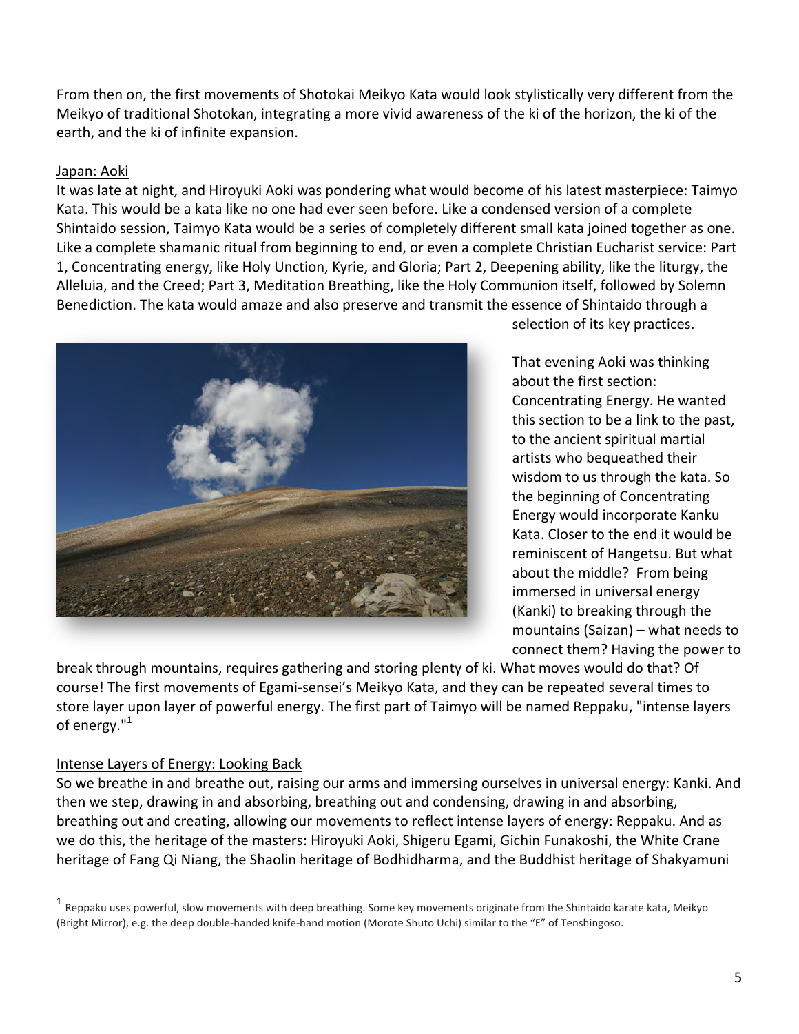From then on, the first movements of Shotokai Meikyo Kata would look stylistically very different from the Meikyo of traditional Shotokan, integrating a more vivid awareness of the ki of the horizon, the ki of the earth, and the ki of infinite expansion.

<u>Japan: Aoki</u>

It was late at night, and Hiroyuki Aoki was pondering what would become of his latest masterpiece: Taimyo Kata. This would be a kata like no one had ever seen before. Like a condensed version of a complete Shintaido session, Taimyo Kata would be a series of completely different small kata joined together as one. Like a complete shamanic ritual from beginning to end, or even a complete Christian Eucharist service: Part 1, Concentrating energy, like Holy Unction, Kyrie, and Gloria; Part 2, Deepening ability, like the liturgy, the Alleluia, and the Creed; Part 3, Meditation Breathing, like the Holy Communion itself, followed by Solemn Benediction. The kata would amaze and also preserve and transmit the essence of Shintaido through a selection of its key practices.

That evening Aoki was thinking about the first section: Concentrating Energy. He wanted this section to be a link to the past, to the ancient spiritual martial artists who bequeathed their wisdom to us through the kata. So the beginning of Concentrating Energy would incorporate Kanku Kata. Closer to the end it would be reminiscent of Hangetsu. But what about the middle? From being immersed in universal energy (Kanki) to breaking through the mountains (Saizan) – what needs to connect them? Having the power to break through mountains, requires gathering and storing plenty of ki. What moves would do that? Of course! The first movements of Egami-sensei's Meikyo Kata, and they can be repeated several times to store layer upon layer of powerful energy. The first part of Taimyo will be named Reppaku, "intense layers of energy."[1]

<u>Intense Layers of Energy: Looking Back</u>

So we breathe in and breathe out, raising our arms and immersing ourselves in universal energy: Kanki. And then we step, drawing in and absorbing, breathing out and condensing, drawing in and absorbing, breathing out and creating, allowing our movements to reflect intense layers of energy: Reppaku. And as we do this, the heritage of the masters: Hiroyuki Aoki, Shigeru Egami, Gichin Funakoshi, the White Crane heritage of Fang Qi Niang, the Shaolin heritage of Bodhidharma, and the Buddhist heritage of Shakyamuni

---

[1] Reppaku uses powerful, slow movements with deep breathing. Some key movements originate from the Shintaido karate kata, Meikyo (Bright Mirror), e.g. the deep double-handed knife-hand motion (Morote Shuto Uchi) similar to the "E" of Tenshingoso.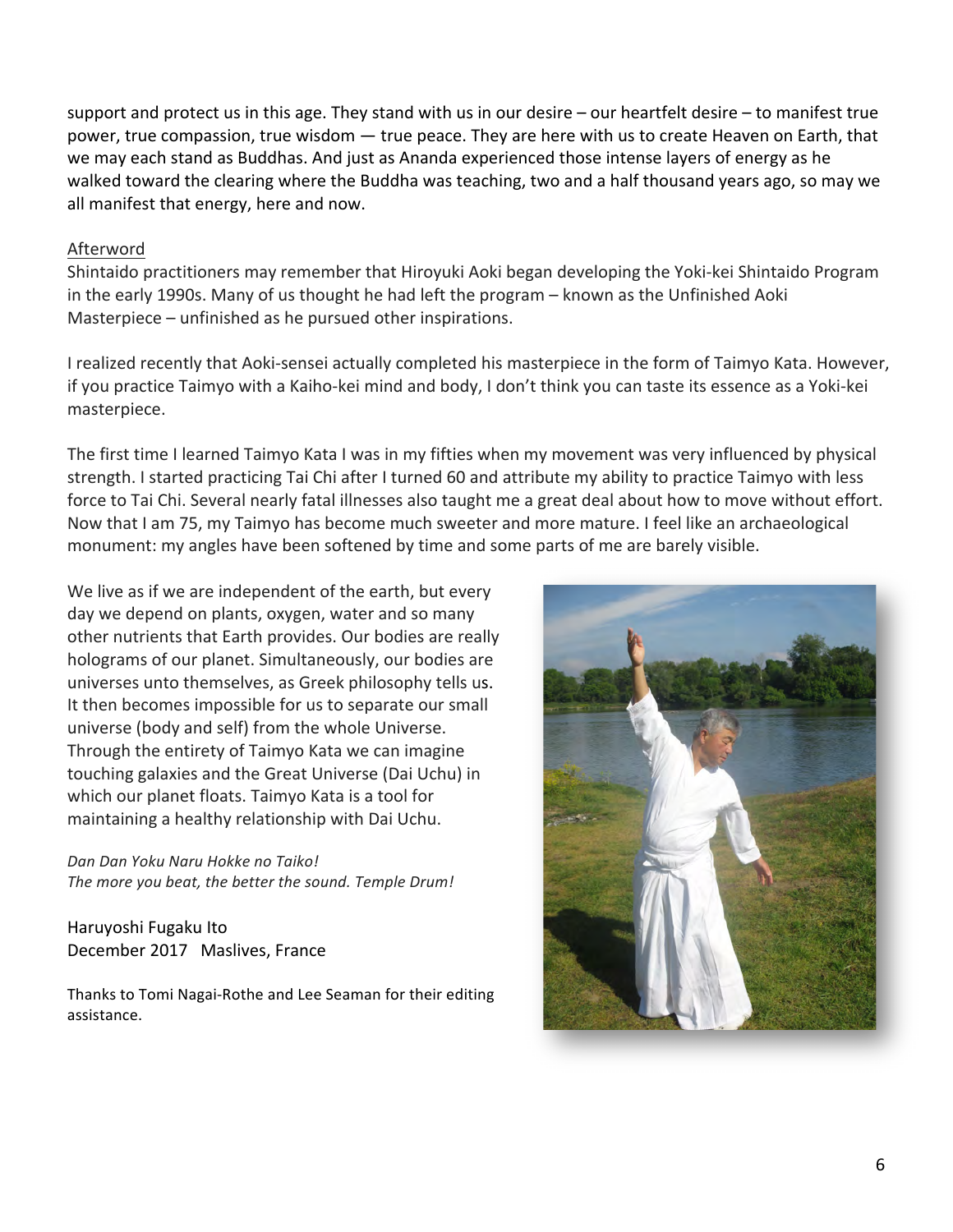support and protect us in this age. They stand with us in our desire – our heartfelt desire – to manifest true power, true compassion, true wisdom — true peace. They are here with us to create Heaven on Earth, that we may each stand as Buddhas. And just as Ananda experienced those intense layers of energy as he walked toward the clearing where the Buddha was teaching, two and a half thousand years ago, so may we all manifest that energy, here and now.

## Afterword

Shintaido practitioners may remember that Hiroyuki Aoki began developing the Yoki-kei Shintaido Program in the early 1990s. Many of us thought he had left the program – known as the Unfinished Aoki Masterpiece – unfinished as he pursued other inspirations.

I realized recently that Aoki-sensei actually completed his masterpiece in the form of Taimyo Kata. However, if you practice Taimyo with a Kaiho-kei mind and body, I don't think you can taste its essence as a Yoki-kei masterpiece.

The first time I learned Taimyo Kata I was in my fifties when my movement was very influenced by physical strength. I started practicing Tai Chi after I turned 60 and attribute my ability to practice Taimyo with less force to Tai Chi. Several nearly fatal illnesses also taught me a great deal about how to move without effort. Now that I am 75, my Taimyo has become much sweeter and more mature. I feel like an archaeological monument: my angles have been softened by time and some parts of me are barely visible.

We live as if we are independent of the earth, but every day we depend on plants, oxygen, water and so many other nutrients that Earth provides. Our bodies are really holograms of our planet. Simultaneously, our bodies are universes unto themselves, as Greek philosophy tells us. It then becomes impossible for us to separate our small universe (body and self) from the whole Universe. Through the entirety of Taimyo Kata we can imagine touching galaxies and the Great Universe (Dai Uchu) in which our planet floats. Taimyo Kata is a tool for maintaining a healthy relationship with Dai Uchu.

*Dan Dan Yoku Naru Hokke no Taiko!*
*The more you beat, the better the sound. Temple Drum!*

Haruyoshi Fugaku Ito
December 2017 Maslives, France

Thanks to Tomi Nagai-Rothe and Lee Seaman for their editing assistance.